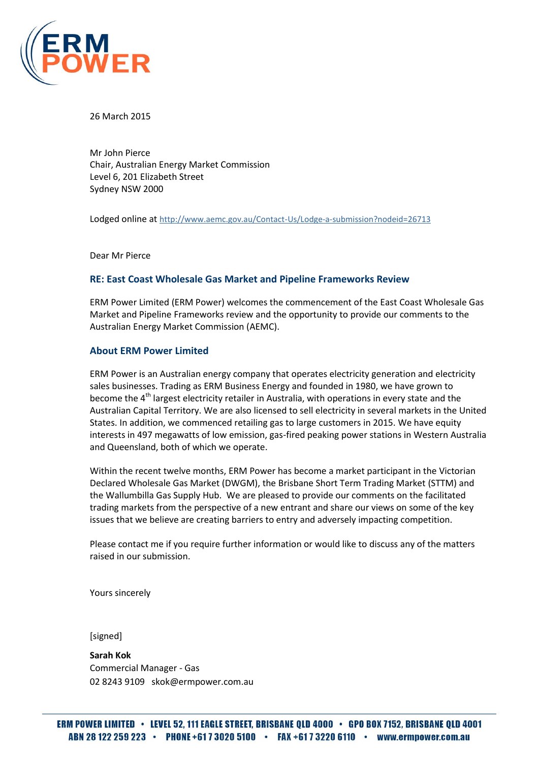26 March 2015

Mr John Pierce
Chair, Australian Energy Market Commission
Level 6, 201 Elizabeth Street
Sydney NSW 2000

Lodged online at http://www.aemc.gov.au/Contact-Us/Lodge-a-submission?nodeid=26713

Dear Mr Pierce

## RE: East Coast Wholesale Gas Market and Pipeline Frameworks Review

ERM Power Limited (ERM Power) welcomes the commencement of the East Coast Wholesale Gas Market and Pipeline Frameworks review and the opportunity to provide our comments to the Australian Energy Market Commission (AEMC).

## About ERM Power Limited

ERM Power is an Australian energy company that operates electricity generation and electricity sales businesses. Trading as ERM Business Energy and founded in 1980, we have grown to become the 4th largest electricity retailer in Australia, with operations in every state and the Australian Capital Territory. We are also licensed to sell electricity in several markets in the United States. In addition, we commenced retailing gas to large customers in 2015. We have equity interests in 497 megawatts of low emission, gas-fired peaking power stations in Western Australia and Queensland, both of which we operate.

Within the recent twelve months, ERM Power has become a market participant in the Victorian Declared Wholesale Gas Market (DWGM), the Brisbane Short Term Trading Market (STTM) and the Wallumbilla Gas Supply Hub. We are pleased to provide our comments on the facilitated trading markets from the perspective of a new entrant and share our views on some of the key issues that we believe are creating barriers to entry and adversely impacting competition.

Please contact me if you require further information or would like to discuss any of the matters raised in our submission.

Yours sincerely

[signed]

**Sarah Kok**
Commercial Manager - Gas
02 8243 9109 skok@ermpower.com.au

ERM POWER LIMITED • LEVEL 52, 111 EAGLE STREET, BRISBANE QLD 4000 • GPO BOX 7152, BRISBANE QLD 4001
ABN 28 122 259 223 • PHONE +61 7 3020 5100 • FAX +61 7 3220 6110 • www.ermpower.com.au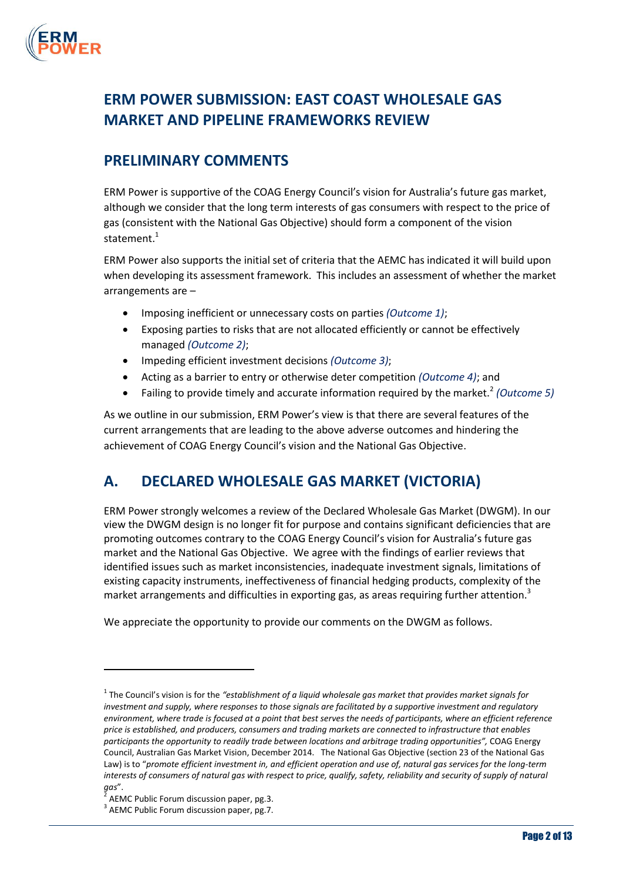# ERM POWER SUBMISSION: EAST COAST WHOLESALE GAS MARKET AND PIPELINE FRAMEWORKS REVIEW

## PRELIMINARY COMMENTS

ERM Power is supportive of the COAG Energy Council's vision for Australia's future gas market, although we consider that the long term interests of gas consumers with respect to the price of gas (consistent with the National Gas Objective) should form a component of the vision statement.[1]

ERM Power also supports the initial set of criteria that the AEMC has indicated it will build upon when developing its assessment framework. This includes an assessment of whether the market arrangements are –

- Imposing inefficient or unnecessary costs on parties *(Outcome 1)*;
- Exposing parties to risks that are not allocated efficiently or cannot be effectively managed *(Outcome 2)*;
- Impeding efficient investment decisions *(Outcome 3)*;
- Acting as a barrier to entry or otherwise deter competition *(Outcome 4)*; and
- Failing to provide timely and accurate information required by the market.[2] *(Outcome 5)*

As we outline in our submission, ERM Power's view is that there are several features of the current arrangements that are leading to the above adverse outcomes and hindering the achievement of COAG Energy Council's vision and the National Gas Objective.

## A. DECLARED WHOLESALE GAS MARKET (VICTORIA)

ERM Power strongly welcomes a review of the Declared Wholesale Gas Market (DWGM). In our view the DWGM design is no longer fit for purpose and contains significant deficiencies that are promoting outcomes contrary to the COAG Energy Council's vision for Australia's future gas market and the National Gas Objective. We agree with the findings of earlier reviews that identified issues such as market inconsistencies, inadequate investment signals, limitations of existing capacity instruments, ineffectiveness of financial hedging products, complexity of the market arrangements and difficulties in exporting gas, as areas requiring further attention.[3]

We appreciate the opportunity to provide our comments on the DWGM as follows.

---

[1] The Council's vision is for the *"establishment of a liquid wholesale gas market that provides market signals for investment and supply, where responses to those signals are facilitated by a supportive investment and regulatory environment, where trade is focused at a point that best serves the needs of participants, where an efficient reference price is established, and producers, consumers and trading markets are connected to infrastructure that enables participants the opportunity to readily trade between locations and arbitrage trading opportunities",* COAG Energy Council, Australian Gas Market Vision, December 2014. The National Gas Objective (section 23 of the National Gas Law) is to "*promote efficient investment in, and efficient operation and use of, natural gas services for the long-term interests of consumers of natural gas with respect to price, qualify, safety, reliability and security of supply of natural gas*".

[2] AEMC Public Forum discussion paper, pg.3.

[3] AEMC Public Forum discussion paper, pg.7.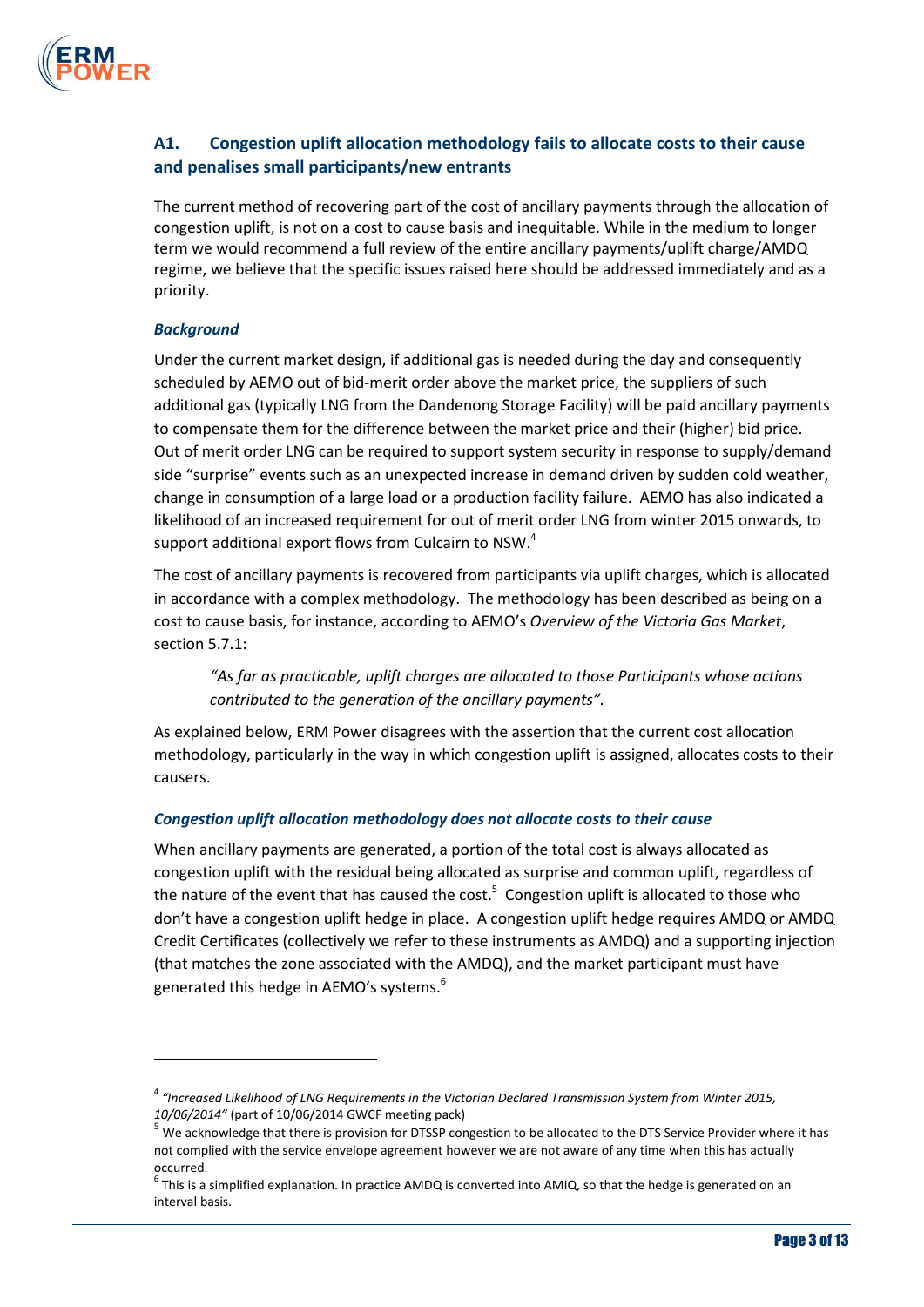## A1. Congestion uplift allocation methodology fails to allocate costs to their cause and penalises small participants/new entrants

The current method of recovering part of the cost of ancillary payments through the allocation of congestion uplift, is not on a cost to cause basis and inequitable. While in the medium to longer term we would recommend a full review of the entire ancillary payments/uplift charge/AMDQ regime, we believe that the specific issues raised here should be addressed immediately and as a priority.

### *Background*

Under the current market design, if additional gas is needed during the day and consequently scheduled by AEMO out of bid-merit order above the market price, the suppliers of such additional gas (typically LNG from the Dandenong Storage Facility) will be paid ancillary payments to compensate them for the difference between the market price and their (higher) bid price. Out of merit order LNG can be required to support system security in response to supply/demand side "surprise" events such as an unexpected increase in demand driven by sudden cold weather, change in consumption of a large load or a production facility failure. AEMO has also indicated a likelihood of an increased requirement for out of merit order LNG from winter 2015 onwards, to support additional export flows from Culcairn to NSW.[4]

The cost of ancillary payments is recovered from participants via uplift charges, which is allocated in accordance with a complex methodology. The methodology has been described as being on a cost to cause basis, for instance, according to AEMO's *Overview of the Victoria Gas Market*, section 5.7.1:

> *"As far as practicable, uplift charges are allocated to those Participants whose actions contributed to the generation of the ancillary payments".*

As explained below, ERM Power disagrees with the assertion that the current cost allocation methodology, particularly in the way in which congestion uplift is assigned, allocates costs to their causers.

### *Congestion uplift allocation methodology does not allocate costs to their cause*

When ancillary payments are generated, a portion of the total cost is always allocated as congestion uplift with the residual being allocated as surprise and common uplift, regardless of the nature of the event that has caused the cost.[5] Congestion uplift is allocated to those who don't have a congestion uplift hedge in place. A congestion uplift hedge requires AMDQ or AMDQ Credit Certificates (collectively we refer to these instruments as AMDQ) and a supporting injection (that matches the zone associated with the AMDQ), and the market participant must have generated this hedge in AEMO's systems.[6]

---

[4] *"Increased Likelihood of LNG Requirements in the Victorian Declared Transmission System from Winter 2015, 10/06/2014"* (part of 10/06/2014 GWCF meeting pack)

[5] We acknowledge that there is provision for DTSSP congestion to be allocated to the DTS Service Provider where it has not complied with the service envelope agreement however we are not aware of any time when this has actually occurred.

[6] This is a simplified explanation. In practice AMDQ is converted into AMIQ, so that the hedge is generated on an interval basis.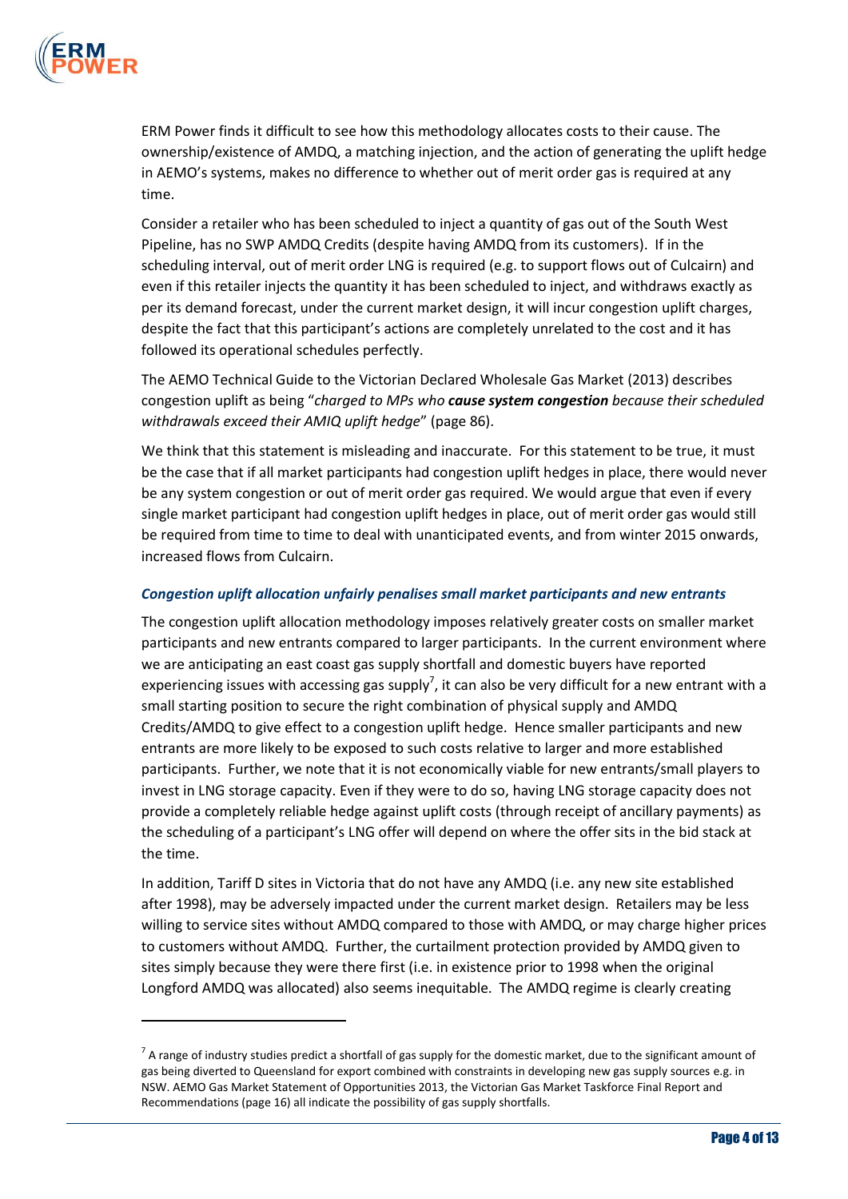ERM Power finds it difficult to see how this methodology allocates costs to their cause. The ownership/existence of AMDQ, a matching injection, and the action of generating the uplift hedge in AEMO's systems, makes no difference to whether out of merit order gas is required at any time.

Consider a retailer who has been scheduled to inject a quantity of gas out of the South West Pipeline, has no SWP AMDQ Credits (despite having AMDQ from its customers). If in the scheduling interval, out of merit order LNG is required (e.g. to support flows out of Culcairn) and even if this retailer injects the quantity it has been scheduled to inject, and withdraws exactly as per its demand forecast, under the current market design, it will incur congestion uplift charges, despite the fact that this participant's actions are completely unrelated to the cost and it has followed its operational schedules perfectly.

The AEMO Technical Guide to the Victorian Declared Wholesale Gas Market (2013) describes congestion uplift as being "*charged to MPs who* ***cause system congestion*** *because their scheduled withdrawals exceed their AMIQ uplift hedge*" (page 86).

We think that this statement is misleading and inaccurate. For this statement to be true, it must be the case that if all market participants had congestion uplift hedges in place, there would never be any system congestion or out of merit order gas required. We would argue that even if every single market participant had congestion uplift hedges in place, out of merit order gas would still be required from time to time to deal with unanticipated events, and from winter 2015 onwards, increased flows from Culcairn.

### *Congestion uplift allocation unfairly penalises small market participants and new entrants*

The congestion uplift allocation methodology imposes relatively greater costs on smaller market participants and new entrants compared to larger participants. In the current environment where we are anticipating an east coast gas supply shortfall and domestic buyers have reported experiencing issues with accessing gas supply[7], it can also be very difficult for a new entrant with a small starting position to secure the right combination of physical supply and AMDQ Credits/AMDQ to give effect to a congestion uplift hedge. Hence smaller participants and new entrants are more likely to be exposed to such costs relative to larger and more established participants. Further, we note that it is not economically viable for new entrants/small players to invest in LNG storage capacity. Even if they were to do so, having LNG storage capacity does not provide a completely reliable hedge against uplift costs (through receipt of ancillary payments) as the scheduling of a participant's LNG offer will depend on where the offer sits in the bid stack at the time.

In addition, Tariff D sites in Victoria that do not have any AMDQ (i.e. any new site established after 1998), may be adversely impacted under the current market design. Retailers may be less willing to service sites without AMDQ compared to those with AMDQ, or may charge higher prices to customers without AMDQ. Further, the curtailment protection provided by AMDQ given to sites simply because they were there first (i.e. in existence prior to 1998 when the original Longford AMDQ was allocated) also seems inequitable. The AMDQ regime is clearly creating

---

[7] A range of industry studies predict a shortfall of gas supply for the domestic market, due to the significant amount of gas being diverted to Queensland for export combined with constraints in developing new gas supply sources e.g. in NSW. AEMO Gas Market Statement of Opportunities 2013, the Victorian Gas Market Taskforce Final Report and Recommendations (page 16) all indicate the possibility of gas supply shortfalls.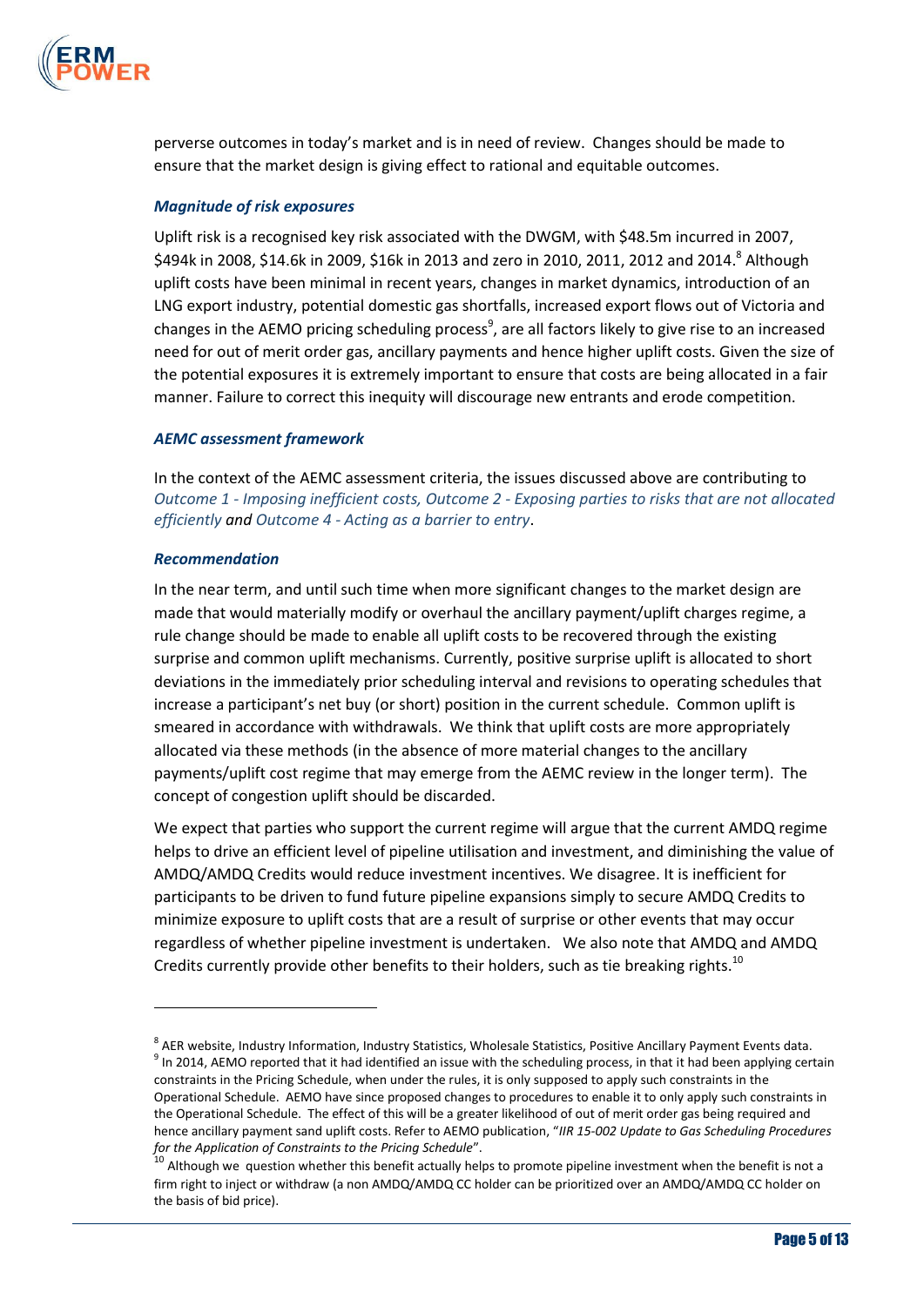perverse outcomes in today's market and is in need of review. Changes should be made to ensure that the market design is giving effect to rational and equitable outcomes.

***Magnitude of risk exposures***

Uplift risk is a recognised key risk associated with the DWGM, with \$48.5m incurred in 2007, \$494k in 2008, \$14.6k in 2009, \$16k in 2013 and zero in 2010, 2011, 2012 and 2014.[8] Although uplift costs have been minimal in recent years, changes in market dynamics, introduction of an LNG export industry, potential domestic gas shortfalls, increased export flows out of Victoria and changes in the AEMO pricing scheduling process[9], are all factors likely to give rise to an increased need for out of merit order gas, ancillary payments and hence higher uplift costs. Given the size of the potential exposures it is extremely important to ensure that costs are being allocated in a fair manner. Failure to correct this inequity will discourage new entrants and erode competition.

***AEMC assessment framework***

In the context of the AEMC assessment criteria, the issues discussed above are contributing to *Outcome 1 - Imposing inefficient costs, Outcome 2 - Exposing parties to risks that are not allocated efficiently and Outcome 4 - Acting as a barrier to entry*.

***Recommendation***

In the near term, and until such time when more significant changes to the market design are made that would materially modify or overhaul the ancillary payment/uplift charges regime, a rule change should be made to enable all uplift costs to be recovered through the existing surprise and common uplift mechanisms. Currently, positive surprise uplift is allocated to short deviations in the immediately prior scheduling interval and revisions to operating schedules that increase a participant's net buy (or short) position in the current schedule. Common uplift is smeared in accordance with withdrawals. We think that uplift costs are more appropriately allocated via these methods (in the absence of more material changes to the ancillary payments/uplift cost regime that may emerge from the AEMC review in the longer term). The concept of congestion uplift should be discarded.

We expect that parties who support the current regime will argue that the current AMDQ regime helps to drive an efficient level of pipeline utilisation and investment, and diminishing the value of AMDQ/AMDQ Credits would reduce investment incentives. We disagree. It is inefficient for participants to be driven to fund future pipeline expansions simply to secure AMDQ Credits to minimize exposure to uplift costs that are a result of surprise or other events that may occur regardless of whether pipeline investment is undertaken. We also note that AMDQ and AMDQ Credits currently provide other benefits to their holders, such as tie breaking rights.[10]

---

[8] AER website, Industry Information, Industry Statistics, Wholesale Statistics, Positive Ancillary Payment Events data.

[9] In 2014, AEMO reported that it had identified an issue with the scheduling process, in that it had been applying certain constraints in the Pricing Schedule, when under the rules, it is only supposed to apply such constraints in the Operational Schedule. AEMO have since proposed changes to procedures to enable it to only apply such constraints in the Operational Schedule. The effect of this will be a greater likelihood of out of merit order gas being required and hence ancillary payment sand uplift costs. Refer to AEMO publication, "*IIR 15-002 Update to Gas Scheduling Procedures for the Application of Constraints to the Pricing Schedule*".

[10] Although we question whether this benefit actually helps to promote pipeline investment when the benefit is not a firm right to inject or withdraw (a non AMDQ/AMDQ CC holder can be prioritized over an AMDQ/AMDQ CC holder on the basis of bid price).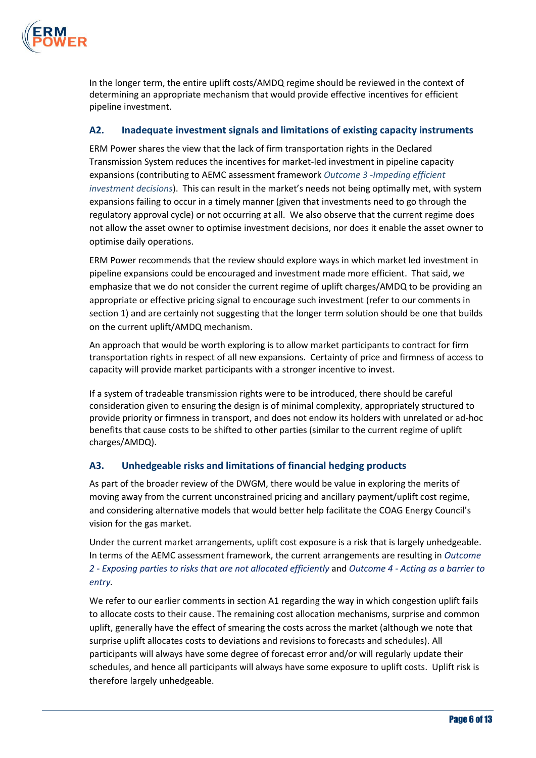In the longer term, the entire uplift costs/AMDQ regime should be reviewed in the context of determining an appropriate mechanism that would provide effective incentives for efficient pipeline investment.

### A2. Inadequate investment signals and limitations of existing capacity instruments

ERM Power shares the view that the lack of firm transportation rights in the Declared Transmission System reduces the incentives for market-led investment in pipeline capacity expansions (contributing to AEMC assessment framework *Outcome 3 -Impeding efficient investment decisions*). This can result in the market's needs not being optimally met, with system expansions failing to occur in a timely manner (given that investments need to go through the regulatory approval cycle) or not occurring at all. We also observe that the current regime does not allow the asset owner to optimise investment decisions, nor does it enable the asset owner to optimise daily operations.

ERM Power recommends that the review should explore ways in which market led investment in pipeline expansions could be encouraged and investment made more efficient. That said, we emphasize that we do not consider the current regime of uplift charges/AMDQ to be providing an appropriate or effective pricing signal to encourage such investment (refer to our comments in section 1) and are certainly not suggesting that the longer term solution should be one that builds on the current uplift/AMDQ mechanism.

An approach that would be worth exploring is to allow market participants to contract for firm transportation rights in respect of all new expansions. Certainty of price and firmness of access to capacity will provide market participants with a stronger incentive to invest.

If a system of tradeable transmission rights were to be introduced, there should be careful consideration given to ensuring the design is of minimal complexity, appropriately structured to provide priority or firmness in transport, and does not endow its holders with unrelated or ad-hoc benefits that cause costs to be shifted to other parties (similar to the current regime of uplift charges/AMDQ).

### A3. Unhedgeable risks and limitations of financial hedging products

As part of the broader review of the DWGM, there would be value in exploring the merits of moving away from the current unconstrained pricing and ancillary payment/uplift cost regime, and considering alternative models that would better help facilitate the COAG Energy Council's vision for the gas market.

Under the current market arrangements, uplift cost exposure is a risk that is largely unhedgeable. In terms of the AEMC assessment framework, the current arrangements are resulting in *Outcome 2 - Exposing parties to risks that are not allocated efficiently* and *Outcome 4 - Acting as a barrier to entry.*

We refer to our earlier comments in section A1 regarding the way in which congestion uplift fails to allocate costs to their cause. The remaining cost allocation mechanisms, surprise and common uplift, generally have the effect of smearing the costs across the market (although we note that surprise uplift allocates costs to deviations and revisions to forecasts and schedules). All participants will always have some degree of forecast error and/or will regularly update their schedules, and hence all participants will always have some exposure to uplift costs. Uplift risk is therefore largely unhedgeable.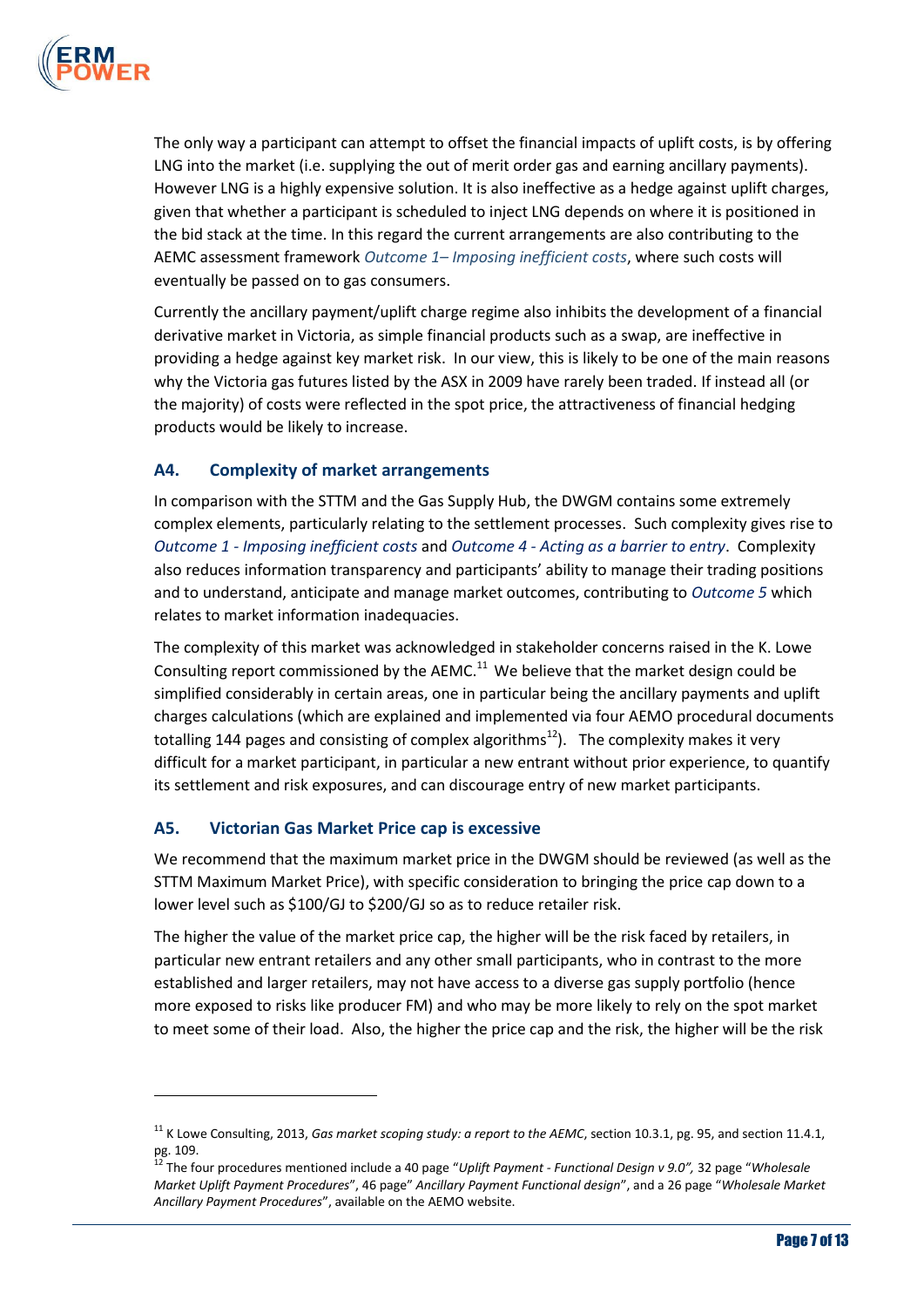The only way a participant can attempt to offset the financial impacts of uplift costs, is by offering LNG into the market (i.e. supplying the out of merit order gas and earning ancillary payments). However LNG is a highly expensive solution. It is also ineffective as a hedge against uplift charges, given that whether a participant is scheduled to inject LNG depends on where it is positioned in the bid stack at the time. In this regard the current arrangements are also contributing to the AEMC assessment framework *Outcome 1– Imposing inefficient costs*, where such costs will eventually be passed on to gas consumers.

Currently the ancillary payment/uplift charge regime also inhibits the development of a financial derivative market in Victoria, as simple financial products such as a swap, are ineffective in providing a hedge against key market risk. In our view, this is likely to be one of the main reasons why the Victoria gas futures listed by the ASX in 2009 have rarely been traded. If instead all (or the majority) of costs were reflected in the spot price, the attractiveness of financial hedging products would be likely to increase.

### A4. Complexity of market arrangements

In comparison with the STTM and the Gas Supply Hub, the DWGM contains some extremely complex elements, particularly relating to the settlement processes. Such complexity gives rise to *Outcome 1 - Imposing inefficient costs* and *Outcome 4 - Acting as a barrier to entry*. Complexity also reduces information transparency and participants' ability to manage their trading positions and to understand, anticipate and manage market outcomes, contributing to *Outcome 5* which relates to market information inadequacies.

The complexity of this market was acknowledged in stakeholder concerns raised in the K. Lowe Consulting report commissioned by the AEMC.[11] We believe that the market design could be simplified considerably in certain areas, one in particular being the ancillary payments and uplift charges calculations (which are explained and implemented via four AEMO procedural documents totalling 144 pages and consisting of complex algorithms[12]). The complexity makes it very difficult for a market participant, in particular a new entrant without prior experience, to quantify its settlement and risk exposures, and can discourage entry of new market participants.

### A5. Victorian Gas Market Price cap is excessive

We recommend that the maximum market price in the DWGM should be reviewed (as well as the STTM Maximum Market Price), with specific consideration to bringing the price cap down to a lower level such as $100/GJ to $200/GJ so as to reduce retailer risk.

The higher the value of the market price cap, the higher will be the risk faced by retailers, in particular new entrant retailers and any other small participants, who in contrast to the more established and larger retailers, may not have access to a diverse gas supply portfolio (hence more exposed to risks like producer FM) and who may be more likely to rely on the spot market to meet some of their load. Also, the higher the price cap and the risk, the higher will be the risk

---

[11] K Lowe Consulting, 2013, *Gas market scoping study: a report to the AEMC*, section 10.3.1, pg. 95, and section 11.4.1, pg. 109.

[12] The four procedures mentioned include a 40 page "*Uplift Payment - Functional Design v 9.0",* 32 page "*Wholesale Market Uplift Payment Procedures*", 46 page" *Ancillary Payment Functional design*", and a 26 page "*Wholesale Market Ancillary Payment Procedures*", available on the AEMO website.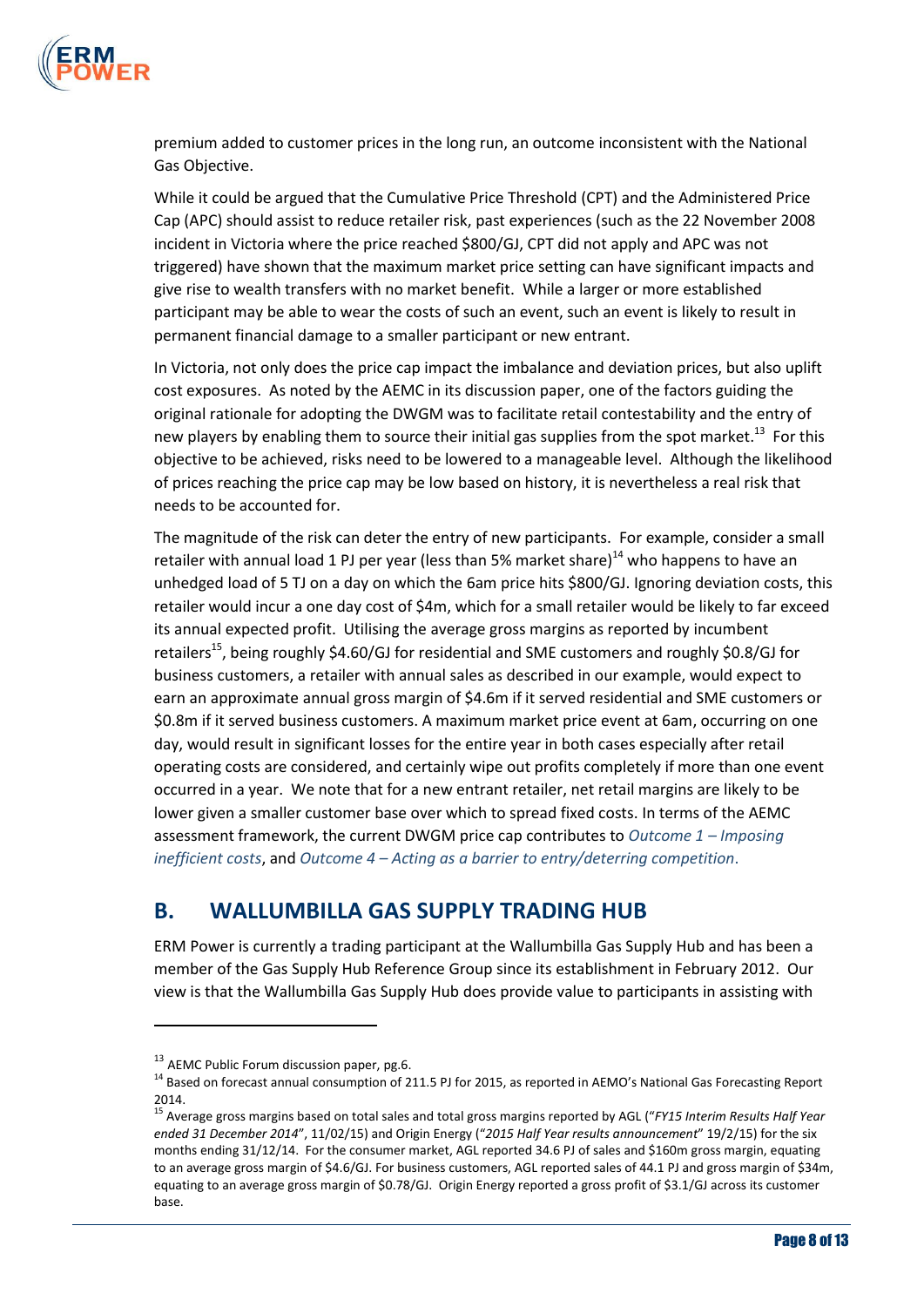premium added to customer prices in the long run, an outcome inconsistent with the National Gas Objective.

While it could be argued that the Cumulative Price Threshold (CPT) and the Administered Price Cap (APC) should assist to reduce retailer risk, past experiences (such as the 22 November 2008 incident in Victoria where the price reached $800/GJ, CPT did not apply and APC was not triggered) have shown that the maximum market price setting can have significant impacts and give rise to wealth transfers with no market benefit. While a larger or more established participant may be able to wear the costs of such an event, such an event is likely to result in permanent financial damage to a smaller participant or new entrant.

In Victoria, not only does the price cap impact the imbalance and deviation prices, but also uplift cost exposures. As noted by the AEMC in its discussion paper, one of the factors guiding the original rationale for adopting the DWGM was to facilitate retail contestability and the entry of new players by enabling them to source their initial gas supplies from the spot market.[13] For this objective to be achieved, risks need to be lowered to a manageable level. Although the likelihood of prices reaching the price cap may be low based on history, it is nevertheless a real risk that needs to be accounted for.

The magnitude of the risk can deter the entry of new participants. For example, consider a small retailer with annual load 1 PJ per year (less than 5% market share)[14] who happens to have an unhedged load of 5 TJ on a day on which the 6am price hits $800/GJ. Ignoring deviation costs, this retailer would incur a one day cost of $4m, which for a small retailer would be likely to far exceed its annual expected profit. Utilising the average gross margins as reported by incumbent retailers[15], being roughly $4.60/GJ for residential and SME customers and roughly $0.8/GJ for business customers, a retailer with annual sales as described in our example, would expect to earn an approximate annual gross margin of $4.6m if it served residential and SME customers or $0.8m if it served business customers. A maximum market price event at 6am, occurring on one day, would result in significant losses for the entire year in both cases especially after retail operating costs are considered, and certainly wipe out profits completely if more than one event occurred in a year. We note that for a new entrant retailer, net retail margins are likely to be lower given a smaller customer base over which to spread fixed costs. In terms of the AEMC assessment framework, the current DWGM price cap contributes to *Outcome 1 – Imposing inefficient costs*, and *Outcome 4 – Acting as a barrier to entry/deterring competition*.

## B. WALLUMBILLA GAS SUPPLY TRADING HUB

ERM Power is currently a trading participant at the Wallumbilla Gas Supply Hub and has been a member of the Gas Supply Hub Reference Group since its establishment in February 2012. Our view is that the Wallumbilla Gas Supply Hub does provide value to participants in assisting with

---

[13] AEMC Public Forum discussion paper, pg.6.

[14] Based on forecast annual consumption of 211.5 PJ for 2015, as reported in AEMO's National Gas Forecasting Report 2014.

[15] Average gross margins based on total sales and total gross margins reported by AGL ("*FY15 Interim Results Half Year ended 31 December 2014*", 11/02/15) and Origin Energy ("*2015 Half Year results announcement*" 19/2/15) for the six months ending 31/12/14. For the consumer market, AGL reported 34.6 PJ of sales and $160m gross margin, equating to an average gross margin of $4.6/GJ. For business customers, AGL reported sales of 44.1 PJ and gross margin of $34m, equating to an average gross margin of $0.78/GJ. Origin Energy reported a gross profit of $3.1/GJ across its customer base.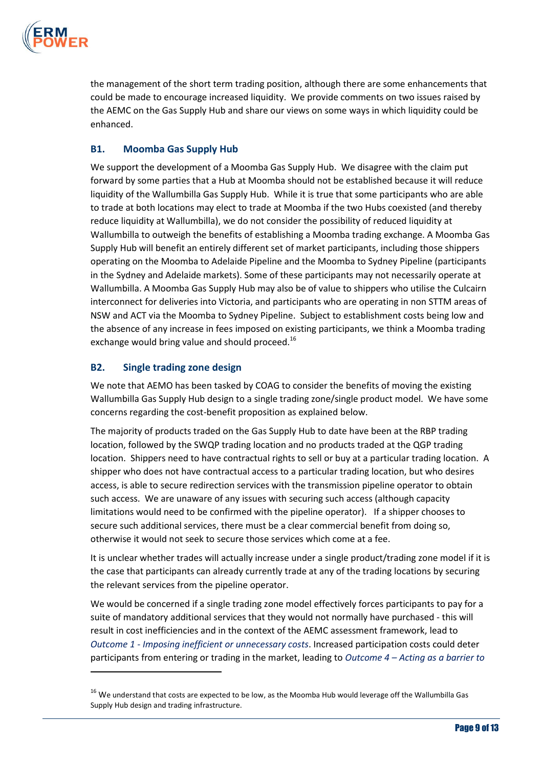the management of the short term trading position, although there are some enhancements that could be made to encourage increased liquidity. We provide comments on two issues raised by the AEMC on the Gas Supply Hub and share our views on some ways in which liquidity could be enhanced.

### B1. Moomba Gas Supply Hub

We support the development of a Moomba Gas Supply Hub. We disagree with the claim put forward by some parties that a Hub at Moomba should not be established because it will reduce liquidity of the Wallumbilla Gas Supply Hub. While it is true that some participants who are able to trade at both locations may elect to trade at Moomba if the two Hubs coexisted (and thereby reduce liquidity at Wallumbilla), we do not consider the possibility of reduced liquidity at Wallumbilla to outweigh the benefits of establishing a Moomba trading exchange. A Moomba Gas Supply Hub will benefit an entirely different set of market participants, including those shippers operating on the Moomba to Adelaide Pipeline and the Moomba to Sydney Pipeline (participants in the Sydney and Adelaide markets). Some of these participants may not necessarily operate at Wallumbilla. A Moomba Gas Supply Hub may also be of value to shippers who utilise the Culcairn interconnect for deliveries into Victoria, and participants who are operating in non STTM areas of NSW and ACT via the Moomba to Sydney Pipeline. Subject to establishment costs being low and the absence of any increase in fees imposed on existing participants, we think a Moomba trading exchange would bring value and should proceed.[16]

### B2. Single trading zone design

We note that AEMO has been tasked by COAG to consider the benefits of moving the existing Wallumbilla Gas Supply Hub design to a single trading zone/single product model. We have some concerns regarding the cost-benefit proposition as explained below.

The majority of products traded on the Gas Supply Hub to date have been at the RBP trading location, followed by the SWQP trading location and no products traded at the QGP trading location. Shippers need to have contractual rights to sell or buy at a particular trading location. A shipper who does not have contractual access to a particular trading location, but who desires access, is able to secure redirection services with the transmission pipeline operator to obtain such access. We are unaware of any issues with securing such access (although capacity limitations would need to be confirmed with the pipeline operator). If a shipper chooses to secure such additional services, there must be a clear commercial benefit from doing so, otherwise it would not seek to secure those services which come at a fee.

It is unclear whether trades will actually increase under a single product/trading zone model if it is the case that participants can already currently trade at any of the trading locations by securing the relevant services from the pipeline operator.

We would be concerned if a single trading zone model effectively forces participants to pay for a suite of mandatory additional services that they would not normally have purchased - this will result in cost inefficiencies and in the context of the AEMC assessment framework, lead to *Outcome 1 - Imposing inefficient or unnecessary costs*. Increased participation costs could deter participants from entering or trading in the market, leading to *Outcome 4 – Acting as a barrier to*

[16] We understand that costs are expected to be low, as the Moomba Hub would leverage off the Wallumbilla Gas Supply Hub design and trading infrastructure.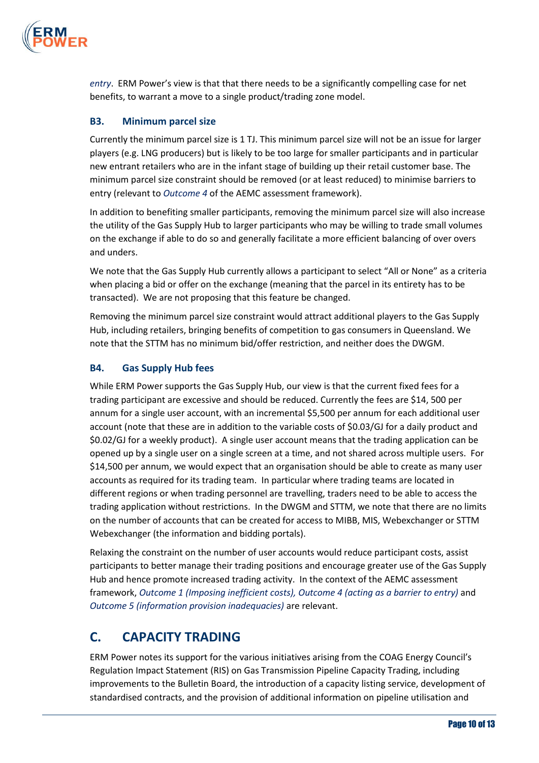*entry*. ERM Power's view is that that there needs to be a significantly compelling case for net benefits, to warrant a move to a single product/trading zone model.

### B3. Minimum parcel size

Currently the minimum parcel size is 1 TJ. This minimum parcel size will not be an issue for larger players (e.g. LNG producers) but is likely to be too large for smaller participants and in particular new entrant retailers who are in the infant stage of building up their retail customer base. The minimum parcel size constraint should be removed (or at least reduced) to minimise barriers to entry (relevant to *Outcome 4* of the AEMC assessment framework).

In addition to benefiting smaller participants, removing the minimum parcel size will also increase the utility of the Gas Supply Hub to larger participants who may be willing to trade small volumes on the exchange if able to do so and generally facilitate a more efficient balancing of over overs and unders.

We note that the Gas Supply Hub currently allows a participant to select "All or None" as a criteria when placing a bid or offer on the exchange (meaning that the parcel in its entirety has to be transacted). We are not proposing that this feature be changed.

Removing the minimum parcel size constraint would attract additional players to the Gas Supply Hub, including retailers, bringing benefits of competition to gas consumers in Queensland. We note that the STTM has no minimum bid/offer restriction, and neither does the DWGM.

### B4. Gas Supply Hub fees

While ERM Power supports the Gas Supply Hub, our view is that the current fixed fees for a trading participant are excessive and should be reduced. Currently the fees are $14, 500 per annum for a single user account, with an incremental $5,500 per annum for each additional user account (note that these are in addition to the variable costs of $0.03/GJ for a daily product and $0.02/GJ for a weekly product). A single user account means that the trading application can be opened up by a single user on a single screen at a time, and not shared across multiple users. For $14,500 per annum, we would expect that an organisation should be able to create as many user accounts as required for its trading team. In particular where trading teams are located in different regions or when trading personnel are travelling, traders need to be able to access the trading application without restrictions. In the DWGM and STTM, we note that there are no limits on the number of accounts that can be created for access to MIBB, MIS, Webexchanger or STTM Webexchanger (the information and bidding portals).

Relaxing the constraint on the number of user accounts would reduce participant costs, assist participants to better manage their trading positions and encourage greater use of the Gas Supply Hub and hence promote increased trading activity. In the context of the AEMC assessment framework, *Outcome 1 (Imposing inefficient costs), Outcome 4 (acting as a barrier to entry)* and *Outcome 5 (information provision inadequacies)* are relevant.

## C. CAPACITY TRADING

ERM Power notes its support for the various initiatives arising from the COAG Energy Council's Regulation Impact Statement (RIS) on Gas Transmission Pipeline Capacity Trading, including improvements to the Bulletin Board, the introduction of a capacity listing service, development of standardised contracts, and the provision of additional information on pipeline utilisation and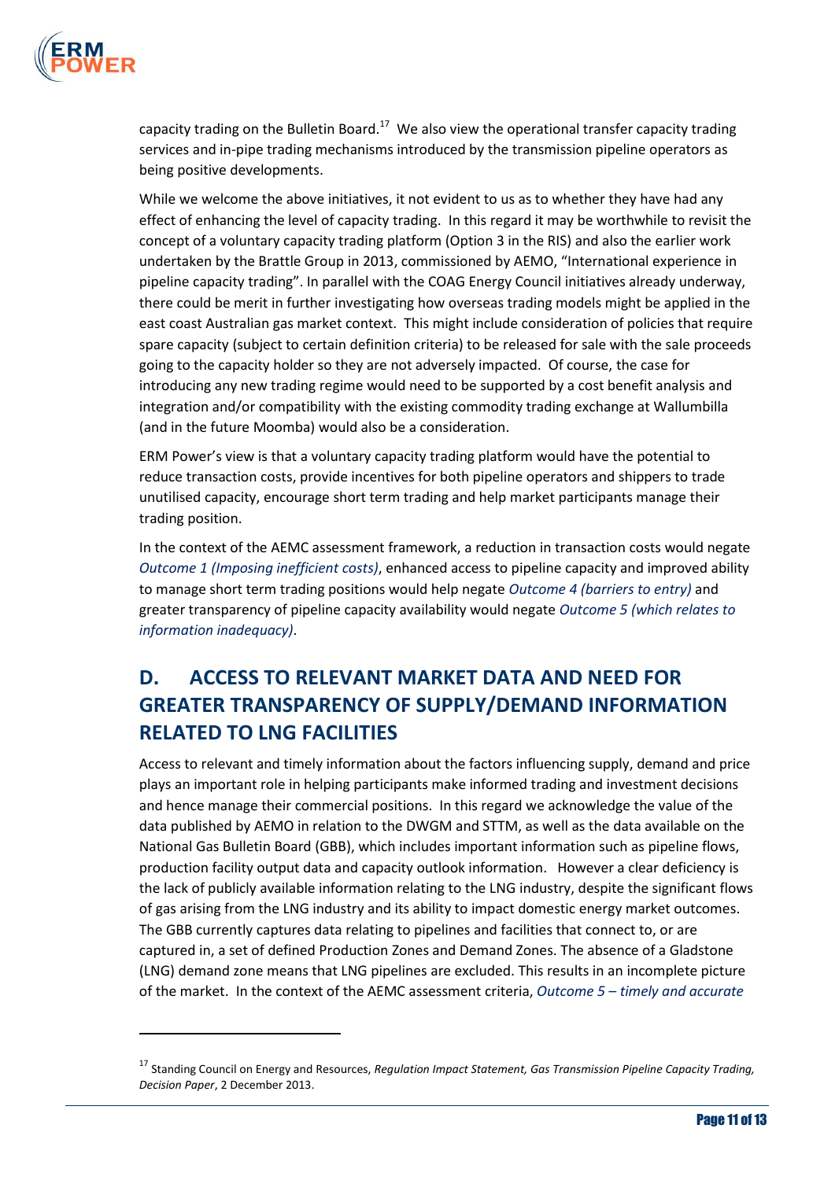capacity trading on the Bulletin Board.[17] We also view the operational transfer capacity trading services and in-pipe trading mechanisms introduced by the transmission pipeline operators as being positive developments.

While we welcome the above initiatives, it not evident to us as to whether they have had any effect of enhancing the level of capacity trading. In this regard it may be worthwhile to revisit the concept of a voluntary capacity trading platform (Option 3 in the RIS) and also the earlier work undertaken by the Brattle Group in 2013, commissioned by AEMO, "International experience in pipeline capacity trading". In parallel with the COAG Energy Council initiatives already underway, there could be merit in further investigating how overseas trading models might be applied in the east coast Australian gas market context. This might include consideration of policies that require spare capacity (subject to certain definition criteria) to be released for sale with the sale proceeds going to the capacity holder so they are not adversely impacted. Of course, the case for introducing any new trading regime would need to be supported by a cost benefit analysis and integration and/or compatibility with the existing commodity trading exchange at Wallumbilla (and in the future Moomba) would also be a consideration.

ERM Power's view is that a voluntary capacity trading platform would have the potential to reduce transaction costs, provide incentives for both pipeline operators and shippers to trade unutilised capacity, encourage short term trading and help market participants manage their trading position.

In the context of the AEMC assessment framework, a reduction in transaction costs would negate *Outcome 1 (Imposing inefficient costs)*, enhanced access to pipeline capacity and improved ability to manage short term trading positions would help negate *Outcome 4 (barriers to entry)* and greater transparency of pipeline capacity availability would negate *Outcome 5 (which relates to information inadequacy)*.

## D. ACCESS TO RELEVANT MARKET DATA AND NEED FOR GREATER TRANSPARENCY OF SUPPLY/DEMAND INFORMATION RELATED TO LNG FACILITIES

Access to relevant and timely information about the factors influencing supply, demand and price plays an important role in helping participants make informed trading and investment decisions and hence manage their commercial positions. In this regard we acknowledge the value of the data published by AEMO in relation to the DWGM and STTM, as well as the data available on the National Gas Bulletin Board (GBB), which includes important information such as pipeline flows, production facility output data and capacity outlook information. However a clear deficiency is the lack of publicly available information relating to the LNG industry, despite the significant flows of gas arising from the LNG industry and its ability to impact domestic energy market outcomes. The GBB currently captures data relating to pipelines and facilities that connect to, or are captured in, a set of defined Production Zones and Demand Zones. The absence of a Gladstone (LNG) demand zone means that LNG pipelines are excluded. This results in an incomplete picture of the market. In the context of the AEMC assessment criteria, *Outcome 5 – timely and accurate*

[17] Standing Council on Energy and Resources, *Regulation Impact Statement, Gas Transmission Pipeline Capacity Trading, Decision Paper*, 2 December 2013.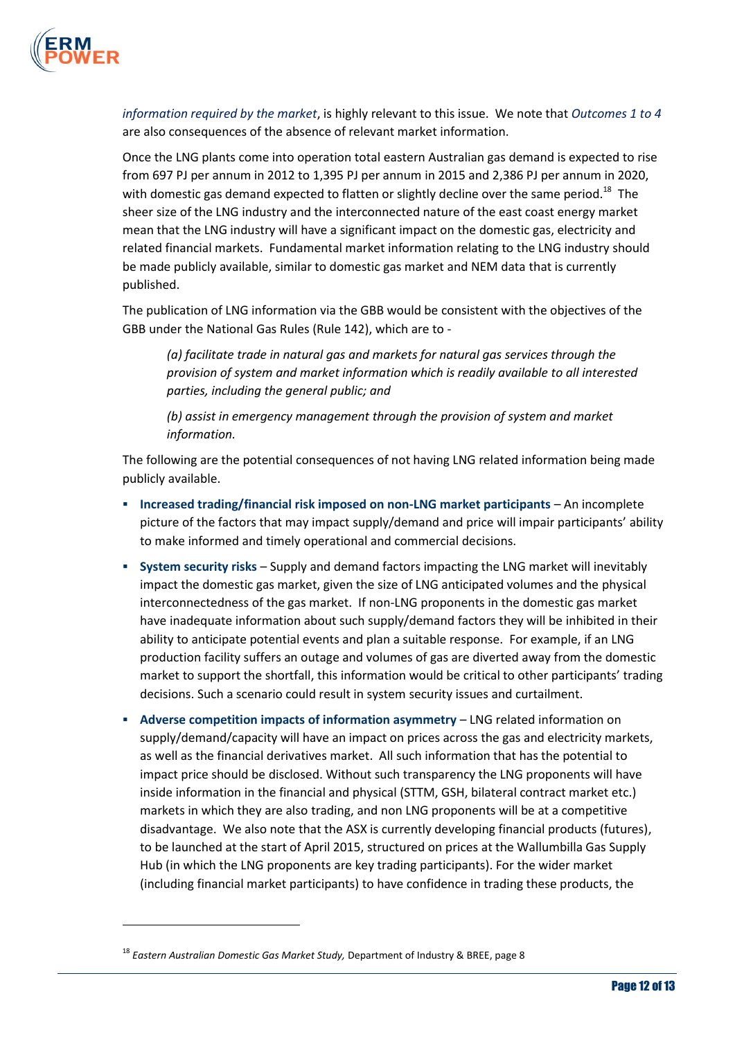*information required by the market*, is highly relevant to this issue. We note that *Outcomes 1 to 4* are also consequences of the absence of relevant market information.

Once the LNG plants come into operation total eastern Australian gas demand is expected to rise from 697 PJ per annum in 2012 to 1,395 PJ per annum in 2015 and 2,386 PJ per annum in 2020, with domestic gas demand expected to flatten or slightly decline over the same period.[18] The sheer size of the LNG industry and the interconnected nature of the east coast energy market mean that the LNG industry will have a significant impact on the domestic gas, electricity and related financial markets. Fundamental market information relating to the LNG industry should be made publicly available, similar to domestic gas market and NEM data that is currently published.

The publication of LNG information via the GBB would be consistent with the objectives of the GBB under the National Gas Rules (Rule 142), which are to -

> *(a) facilitate trade in natural gas and markets for natural gas services through the provision of system and market information which is readily available to all interested parties, including the general public; and*
>
> *(b) assist in emergency management through the provision of system and market information.*

The following are the potential consequences of not having LNG related information being made publicly available.

- **Increased trading/financial risk imposed on non-LNG market participants** – An incomplete picture of the factors that may impact supply/demand and price will impair participants' ability to make informed and timely operational and commercial decisions.
- **System security risks** – Supply and demand factors impacting the LNG market will inevitably impact the domestic gas market, given the size of LNG anticipated volumes and the physical interconnectedness of the gas market. If non-LNG proponents in the domestic gas market have inadequate information about such supply/demand factors they will be inhibited in their ability to anticipate potential events and plan a suitable response. For example, if an LNG production facility suffers an outage and volumes of gas are diverted away from the domestic market to support the shortfall, this information would be critical to other participants' trading decisions. Such a scenario could result in system security issues and curtailment.
- **Adverse competition impacts of information asymmetry** – LNG related information on supply/demand/capacity will have an impact on prices across the gas and electricity markets, as well as the financial derivatives market. All such information that has the potential to impact price should be disclosed. Without such transparency the LNG proponents will have inside information in the financial and physical (STTM, GSH, bilateral contract market etc.) markets in which they are also trading, and non LNG proponents will be at a competitive disadvantage. We also note that the ASX is currently developing financial products (futures), to be launched at the start of April 2015, structured on prices at the Wallumbilla Gas Supply Hub (in which the LNG proponents are key trading participants). For the wider market (including financial market participants) to have confidence in trading these products, the

---

[18] *Eastern Australian Domestic Gas Market Study,* Department of Industry & BREE, page 8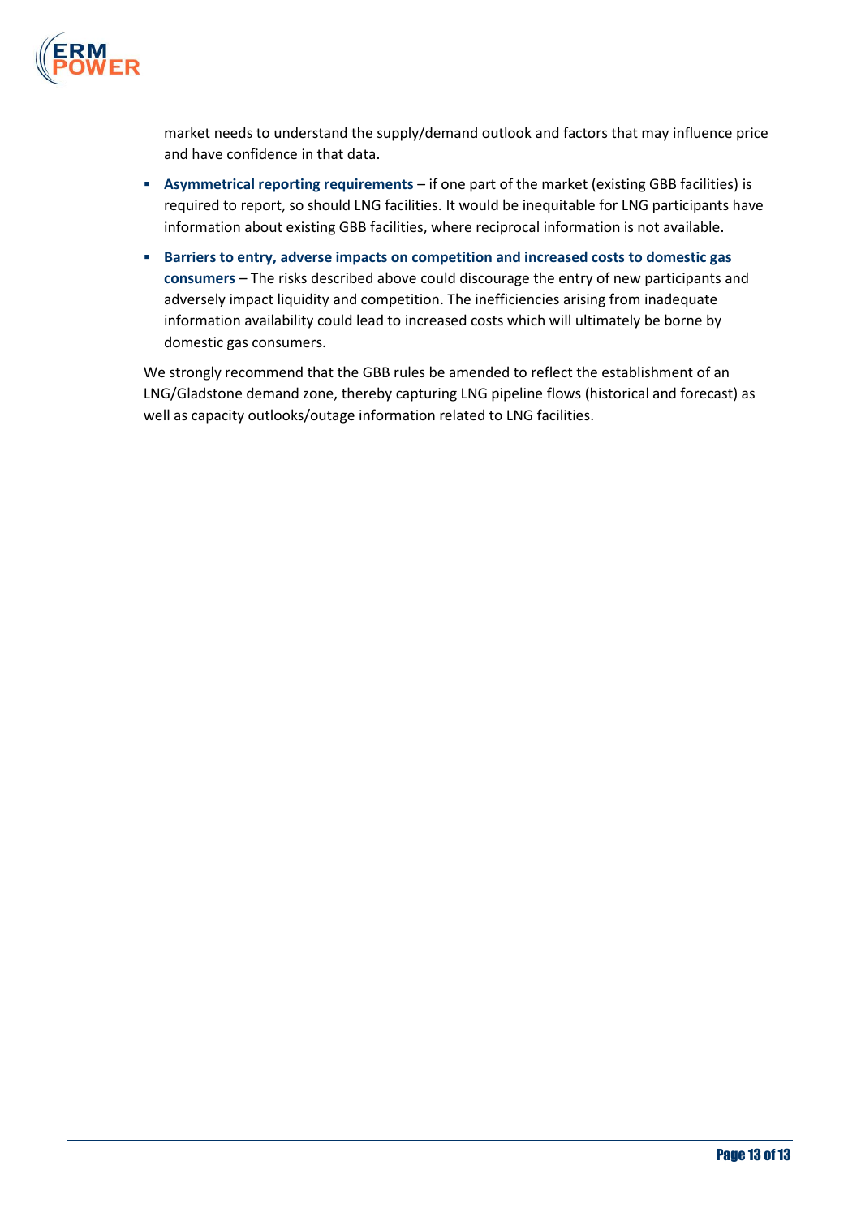market needs to understand the supply/demand outlook and factors that may influence price and have confidence in that data.

- **Asymmetrical reporting requirements** – if one part of the market (existing GBB facilities) is required to report, so should LNG facilities. It would be inequitable for LNG participants have information about existing GBB facilities, where reciprocal information is not available.
- **Barriers to entry, adverse impacts on competition and increased costs to domestic gas consumers** – The risks described above could discourage the entry of new participants and adversely impact liquidity and competition. The inefficiencies arising from inadequate information availability could lead to increased costs which will ultimately be borne by domestic gas consumers.

We strongly recommend that the GBB rules be amended to reflect the establishment of an LNG/Gladstone demand zone, thereby capturing LNG pipeline flows (historical and forecast) as well as capacity outlooks/outage information related to LNG facilities.